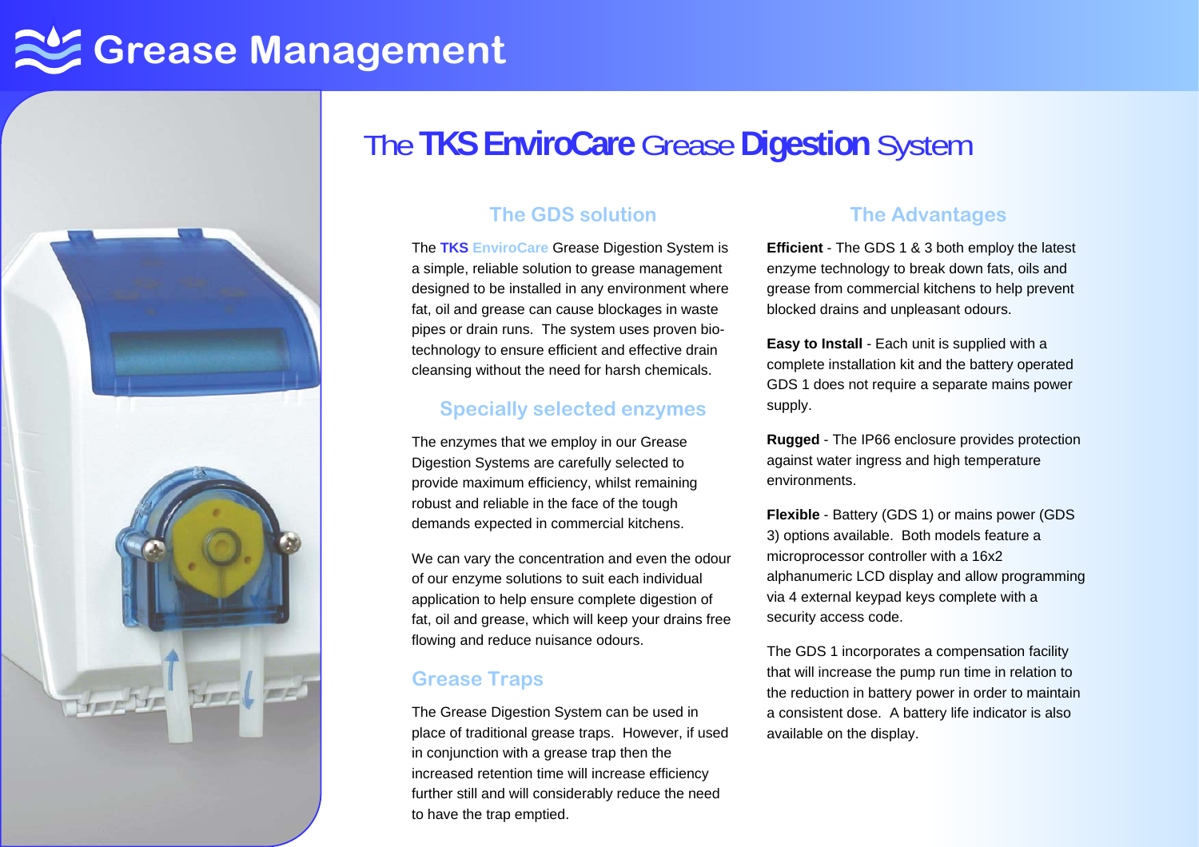# Grease Management

## The TKS EnviroCare Grease Digestion System

### The GDS solution

The **TKS** EnviroCare Grease Digestion System is a simple, reliable solution to grease management designed to be installed in any environment where fat, oil and grease can cause blockages in waste pipes or drain runs. The system uses proven bio-technology to ensure efficient and effective drain cleansing without the need for harsh chemicals.

### Specially selected enzymes

The enzymes that we employ in our Grease Digestion Systems are carefully selected to provide maximum efficiency, whilst remaining robust and reliable in the face of the tough demands expected in commercial kitchens.

We can vary the concentration and even the odour of our enzyme solutions to suit each individual application to help ensure complete digestion of fat, oil and grease, which will keep your drains free flowing and reduce nuisance odours.

### Grease Traps

The Grease Digestion System can be used in place of traditional grease traps. However, if used in conjunction with a grease trap then the increased retention time will increase efficiency further still and will considerably reduce the need to have the trap emptied.

### The Advantages

**Efficient** - The GDS 1 & 3 both employ the latest enzyme technology to break down fats, oils and grease from commercial kitchens to help prevent blocked drains and unpleasant odours.

**Easy to Install** - Each unit is supplied with a complete installation kit and the battery operated GDS 1 does not require a separate mains power supply.

**Rugged** - The IP66 enclosure provides protection against water ingress and high temperature environments.

**Flexible** - Battery (GDS 1) or mains power (GDS 3) options available. Both models feature a microprocessor controller with a 16x2 alphanumeric LCD display and allow programming via 4 external keypad keys complete with a security access code.

The GDS 1 incorporates a compensation facility that will increase the pump run time in relation to the reduction in battery power in order to maintain a consistent dose. A battery life indicator is also available on the display.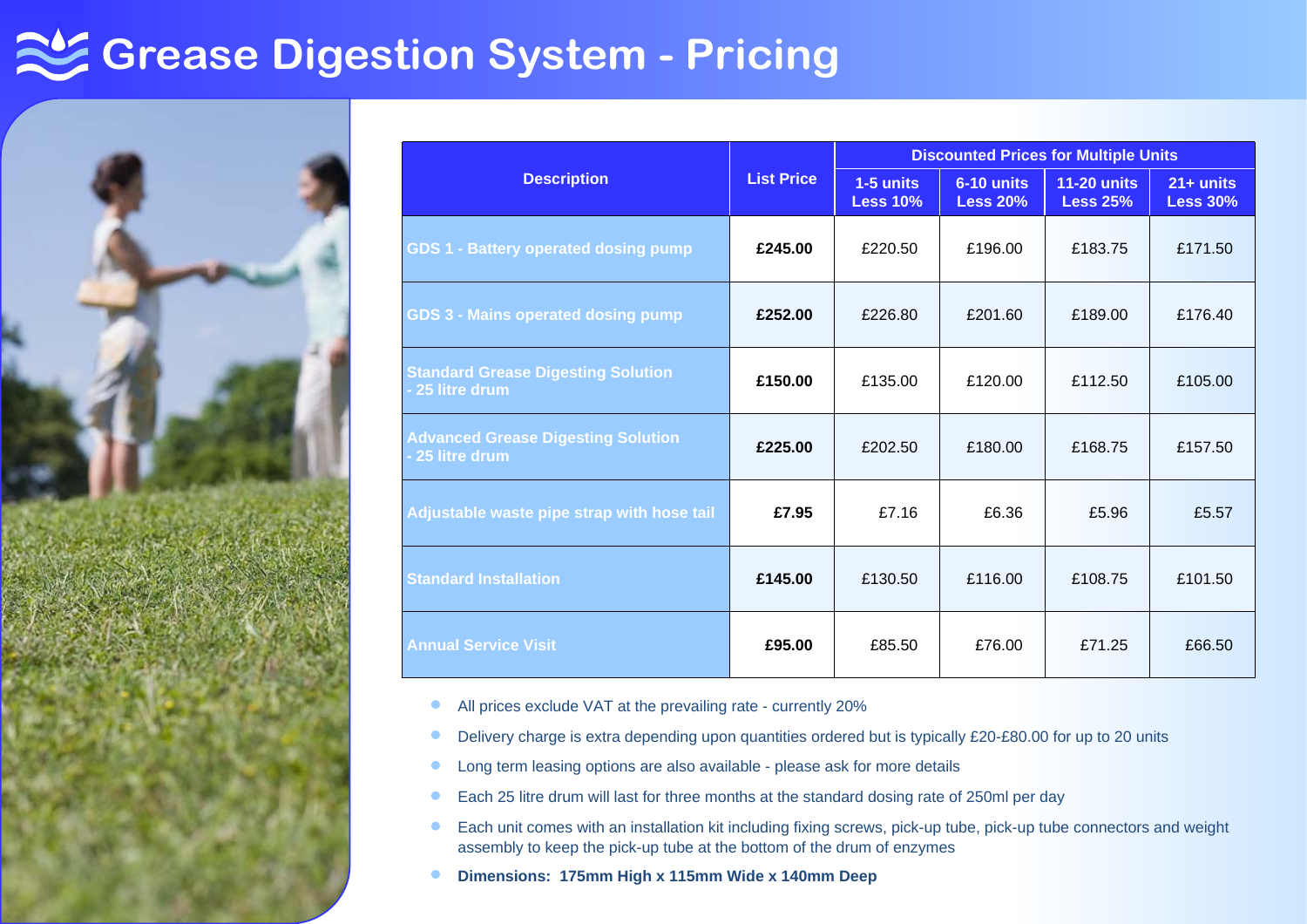# Grease Digestion System - Pricing

| Description | List Price | Discounted Prices for Multiple Units | | | |
|---|---|---|---|---|---|
| | | 1-5 units Less 10% | 6-10 units Less 20% | 11-20 units Less 25% | 21+ units Less 30% |
| GDS 1 - Battery operated dosing pump | **£245.00** | £220.50 | £196.00 | £183.75 | £171.50 |
| GDS 3 - Mains operated dosing pump | **£252.00** | £226.80 | £201.60 | £189.00 | £176.40 |
| Standard Grease Digesting Solution - 25 litre drum | **£150.00** | £135.00 | £120.00 | £112.50 | £105.00 |
| Advanced Grease Digesting Solution - 25 litre drum | **£225.00** | £202.50 | £180.00 | £168.75 | £157.50 |
| Adjustable waste pipe strap with hose tail | **£7.95** | £7.16 | £6.36 | £5.96 | £5.57 |
| Standard Installation | **£145.00** | £130.50 | £116.00 | £108.75 | £101.50 |
| Annual Service Visit | **£95.00** | £85.50 | £76.00 | £71.25 | £66.50 |

- All prices exclude VAT at the prevailing rate - currently 20%
- Delivery charge is extra depending upon quantities ordered but is typically £20-£80.00 for up to 20 units
- Long term leasing options are also available - please ask for more details
- Each 25 litre drum will last for three months at the standard dosing rate of 250ml per day
- Each unit comes with an installation kit including fixing screws, pick-up tube, pick-up tube connectors and weight assembly to keep the pick-up tube at the bottom of the drum of enzymes
- **Dimensions: 175mm High x 115mm Wide x 140mm Deep**